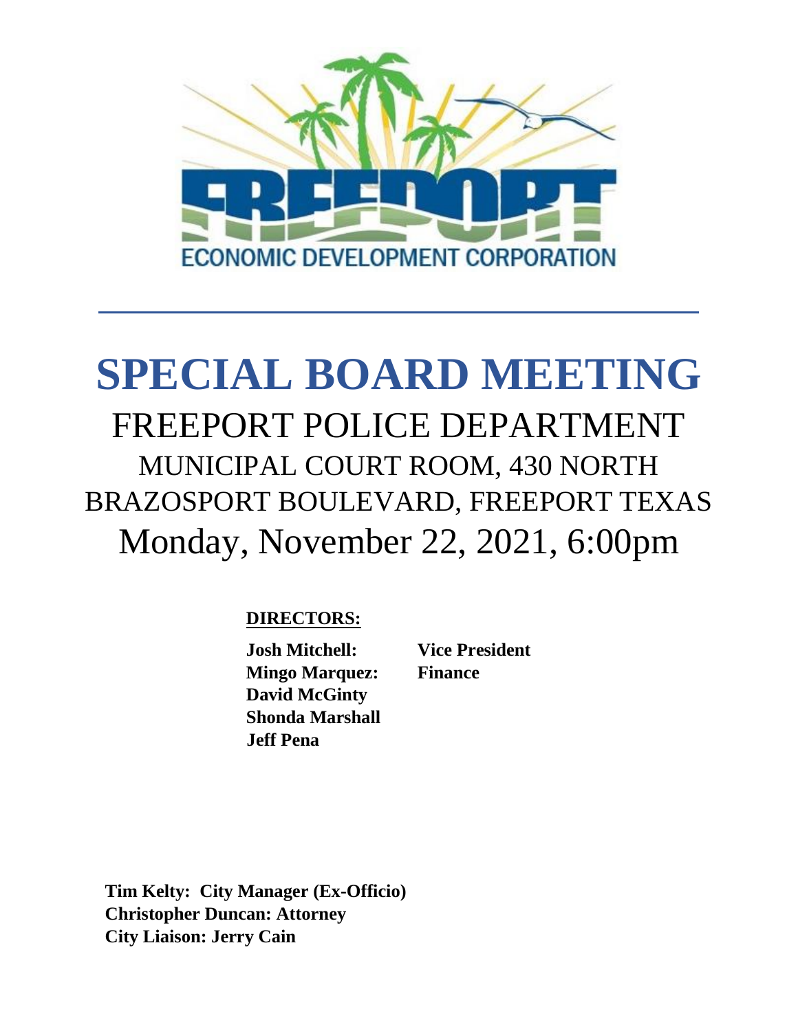FREEPORT

ECONOMIC DEVELOPMENT CORPORATION

---

# SPECIAL BOARD MEETING

## FREEPORT POLICE DEPARTMENT

### MUNICIPAL COURT ROOM, 430 NORTH BRAZOSPORT BOULEVARD, FREEPORT TEXAS

### Monday, November 22, 2021, 6:00pm

**DIRECTORS:**

**Josh Mitchell: Vice President**
**Mingo Marquez: Finance**
**David McGinty**
**Shonda Marshall**
**Jeff Pena**

**Tim Kelty: City Manager (Ex-Officio)**
**Christopher Duncan: Attorney**
**City Liaison: Jerry Cain**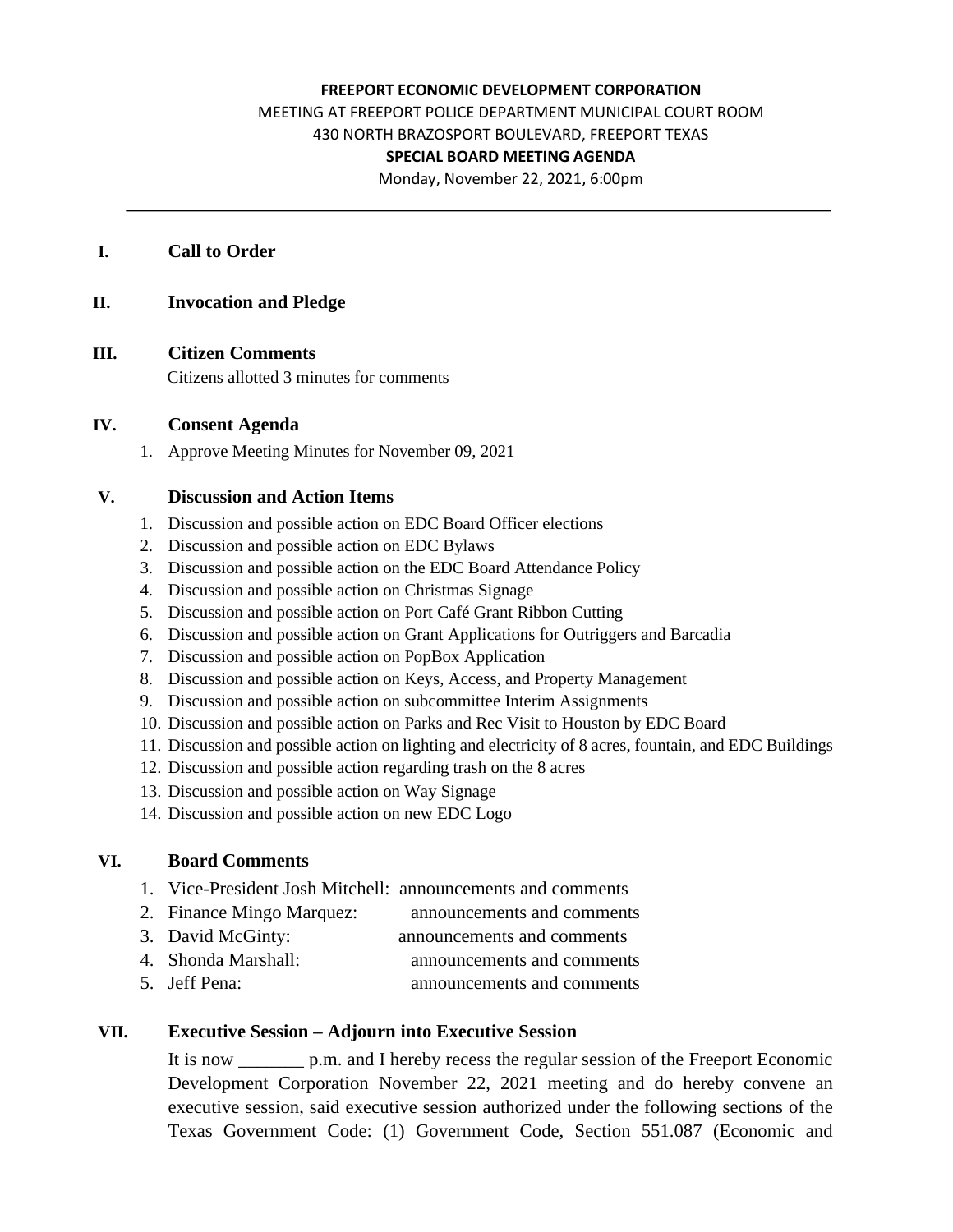**FREEPORT ECONOMIC DEVELOPMENT CORPORATION**
MEETING AT FREEPORT POLICE DEPARTMENT MUNICIPAL COURT ROOM
430 NORTH BRAZOSPORT BOULEVARD, FREEPORT TEXAS
**SPECIAL BOARD MEETING AGENDA**
Monday, November 22, 2021, 6:00pm

---

## I. Call to Order

## II. Invocation and Pledge

## III. Citizen Comments

Citizens allotted 3 minutes for comments

## IV. Consent Agenda

1. Approve Meeting Minutes for November 09, 2021

## V. Discussion and Action Items

1. Discussion and possible action on EDC Board Officer elections
2. Discussion and possible action on EDC Bylaws
3. Discussion and possible action on the EDC Board Attendance Policy
4. Discussion and possible action on Christmas Signage
5. Discussion and possible action on Port Café Grant Ribbon Cutting
6. Discussion and possible action on Grant Applications for Outriggers and Barcadia
7. Discussion and possible action on PopBox Application
8. Discussion and possible action on Keys, Access, and Property Management
9. Discussion and possible action on subcommittee Interim Assignments
10. Discussion and possible action on Parks and Rec Visit to Houston by EDC Board
11. Discussion and possible action on lighting and electricity of 8 acres, fountain, and EDC Buildings
12. Discussion and possible action regarding trash on the 8 acres
13. Discussion and possible action on Way Signage
14. Discussion and possible action on new EDC Logo

## VI. Board Comments

1. Vice-President Josh Mitchell: announcements and comments
2. Finance Mingo Marquez: announcements and comments
3. David McGinty: announcements and comments
4. Shonda Marshall: announcements and comments
5. Jeff Pena: announcements and comments

## VII. Executive Session – Adjourn into Executive Session

It is now _______ p.m. and I hereby recess the regular session of the Freeport Economic Development Corporation November 22, 2021 meeting and do hereby convene an executive session, said executive session authorized under the following sections of the Texas Government Code: (1) Government Code, Section 551.087 (Economic and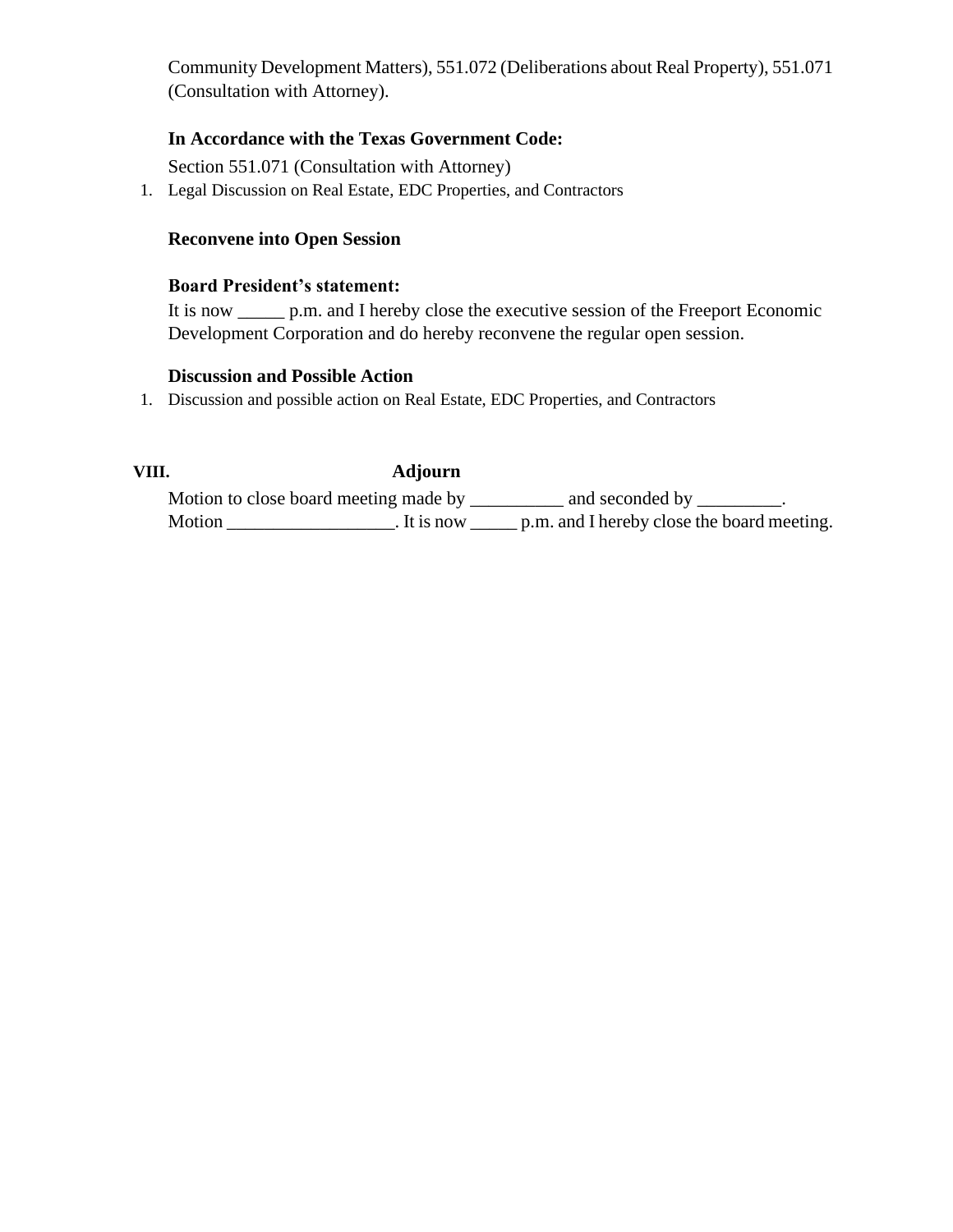Community Development Matters), 551.072 (Deliberations about Real Property), 551.071 (Consultation with Attorney).

**In Accordance with the Texas Government Code:**

Section 551.071 (Consultation with Attorney)

1. Legal Discussion on Real Estate, EDC Properties, and Contractors

**Reconvene into Open Session**

**Board President's statement:**

It is now _____ p.m. and I hereby close the executive session of the Freeport Economic Development Corporation and do hereby reconvene the regular open session.

**Discussion and Possible Action**

1. Discussion and possible action on Real Estate, EDC Properties, and Contractors

## VIII. Adjourn

Motion to close board meeting made by __________ and seconded by _________.
Motion _________________. It is now _____ p.m. and I hereby close the board meeting.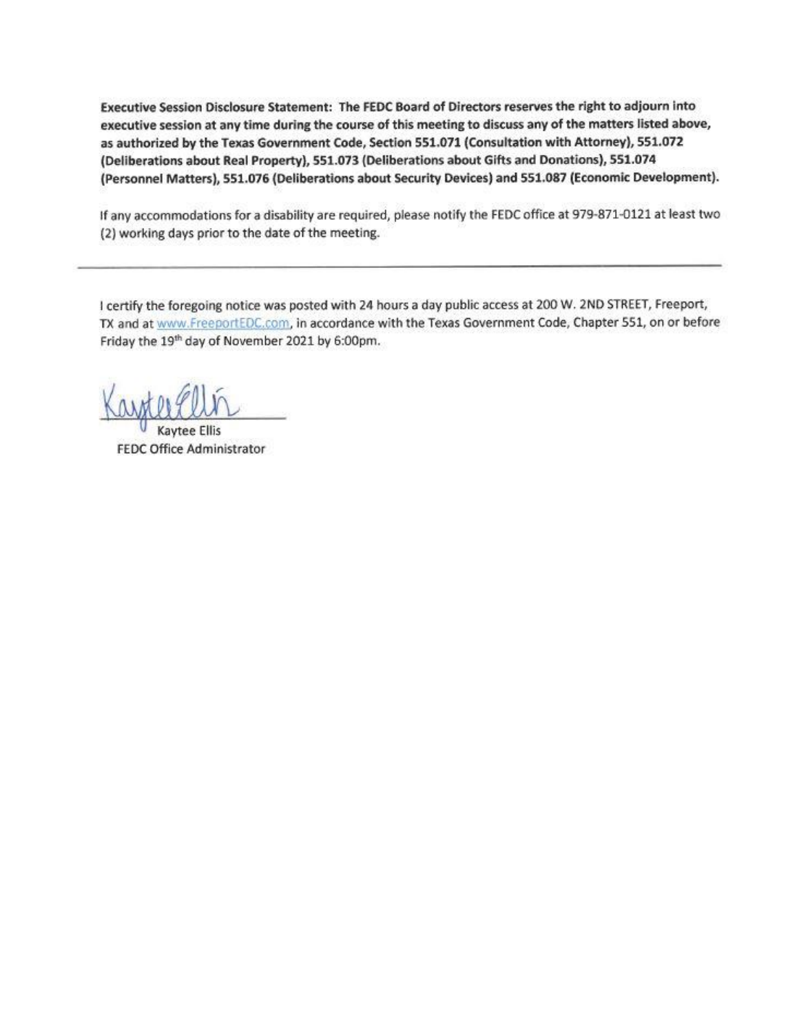**Executive Session Disclosure Statement: The FEDC Board of Directors reserves the right to adjourn into executive session at any time during the course of this meeting to discuss any of the matters listed above, as authorized by the Texas Government Code, Section 551.071 (Consultation with Attorney), 551.072 (Deliberations about Real Property), 551.073 (Deliberations about Gifts and Donations), 551.074 (Personnel Matters), 551.076 (Deliberations about Security Devices) and 551.087 (Economic Development).**

If any accommodations for a disability are required, please notify the FEDC office at 979-871-0121 at least two (2) working days prior to the date of the meeting.

---

I certify the foregoing notice was posted with 24 hours a day public access at 200 W. 2ND STREET, Freeport, TX and at www.FreeportEDC.com, in accordance with the Texas Government Code, Chapter 551, on or before Friday the 19th day of November 2021 by 6:00pm.

Kaytee Ellis
FEDC Office Administrator